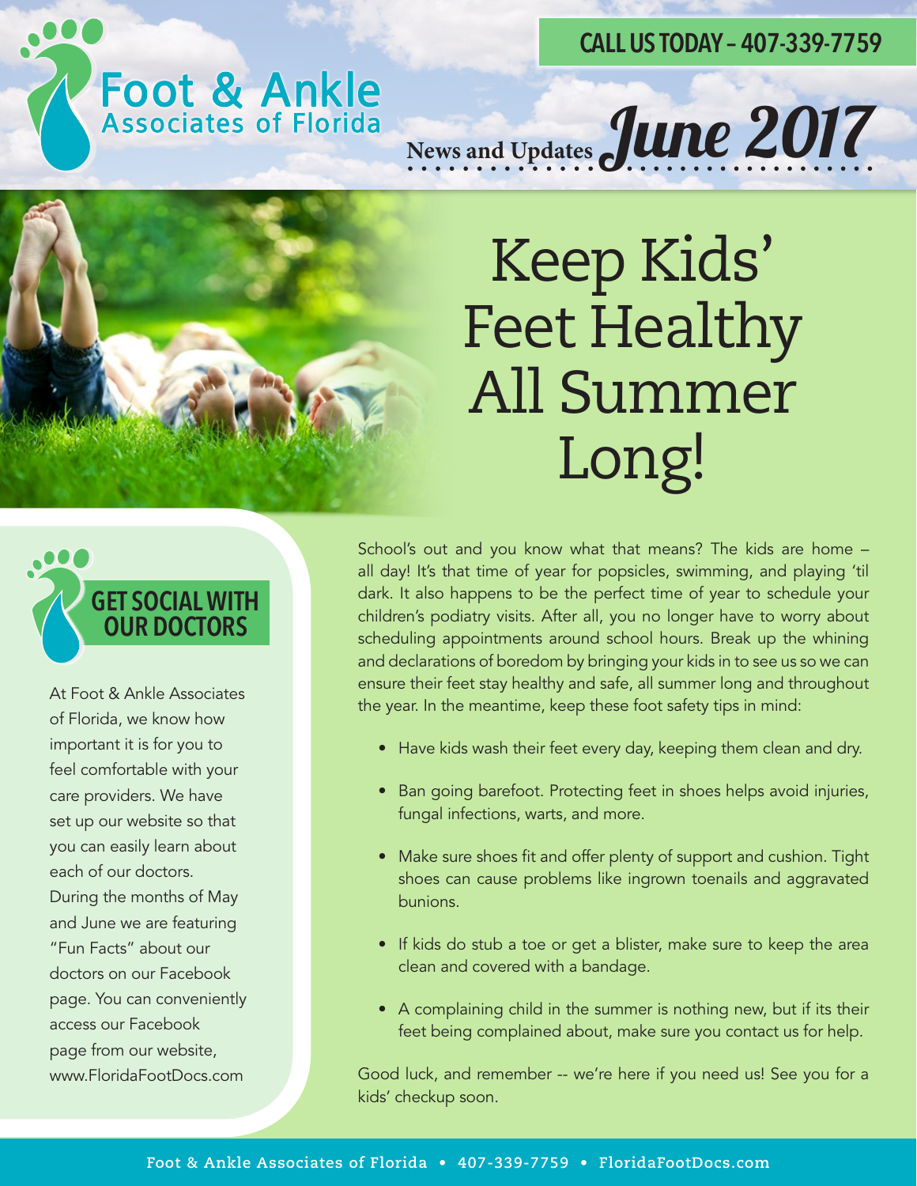# Foot & Ankle Associates of Florida

CALL US TODAY – 407-339-7759

News and Updates *June 2017*

# Keep Kids' Feet Healthy All Summer Long!

School's out and you know what that means? The kids are home – all day! It's that time of year for popsicles, swimming, and playing 'til dark. It also happens to be the perfect time of year to schedule your children's podiatry visits. After all, you no longer have to worry about scheduling appointments around school hours. Break up the whining and declarations of boredom by bringing your kids in to see us so we can ensure their feet stay healthy and safe, all summer long and throughout the year. In the meantime, keep these foot safety tips in mind:

- Have kids wash their feet every day, keeping them clean and dry.
- Ban going barefoot. Protecting feet in shoes helps avoid injuries, fungal infections, warts, and more.
- Make sure shoes fit and offer plenty of support and cushion. Tight shoes can cause problems like ingrown toenails and aggravated bunions.
- If kids do stub a toe or get a blister, make sure to keep the area clean and covered with a bandage.
- A complaining child in the summer is nothing new, but if its their feet being complained about, make sure you contact us for help.

Good luck, and remember -- we're here if you need us! See you for a kids' checkup soon.

## GET SOCIAL WITH OUR DOCTORS

At Foot & Ankle Associates of Florida, we know how important it is for you to feel comfortable with your care providers. We have set up our website so that you can easily learn about each of our doctors. During the months of May and June we are featuring "Fun Facts" about our doctors on our Facebook page. You can conveniently access our Facebook page from our website, www.FloridaFootDocs.com

Foot & Ankle Associates of Florida • 407-339-7759 • FloridaFootDocs.com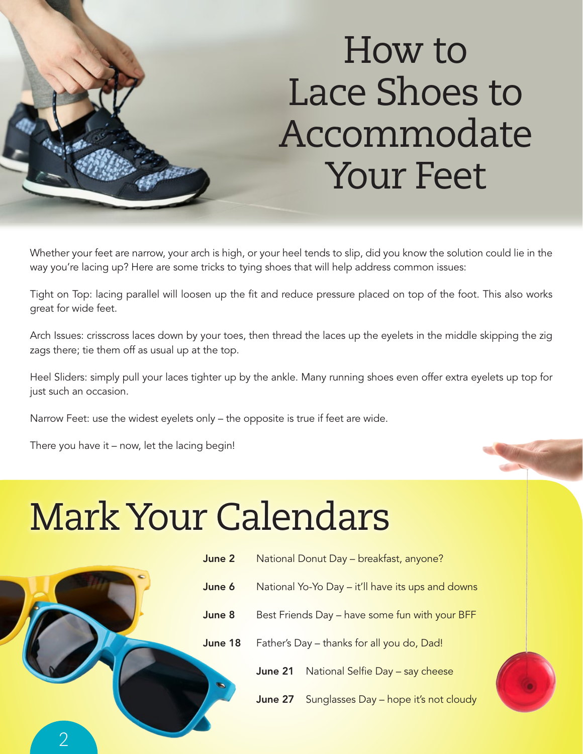# How to Lace Shoes to Accommodate Your Feet

Whether your feet are narrow, your arch is high, or your heel tends to slip, did you know the solution could lie in the way you're lacing up? Here are some tricks to tying shoes that will help address common issues:

Tight on Top: lacing parallel will loosen up the fit and reduce pressure placed on top of the foot. This also works great for wide feet.

Arch Issues: crisscross laces down by your toes, then thread the laces up the eyelets in the middle skipping the zig zags there; tie them off as usual up at the top.

Heel Sliders: simply pull your laces tighter up by the ankle. Many running shoes even offer extra eyelets up top for just such an occasion.

Narrow Feet: use the widest eyelets only – the opposite is true if feet are wide.

There you have it – now, let the lacing begin!

# Mark Your Calendars

**June 2** National Donut Day – breakfast, anyone?

**June 6** National Yo-Yo Day – it'll have its ups and downs

**June 8** Best Friends Day – have some fun with your BFF

**June 18** Father's Day – thanks for all you do, Dad!

**June 21** National Selfie Day – say cheese

**June 27** Sunglasses Day – hope it's not cloudy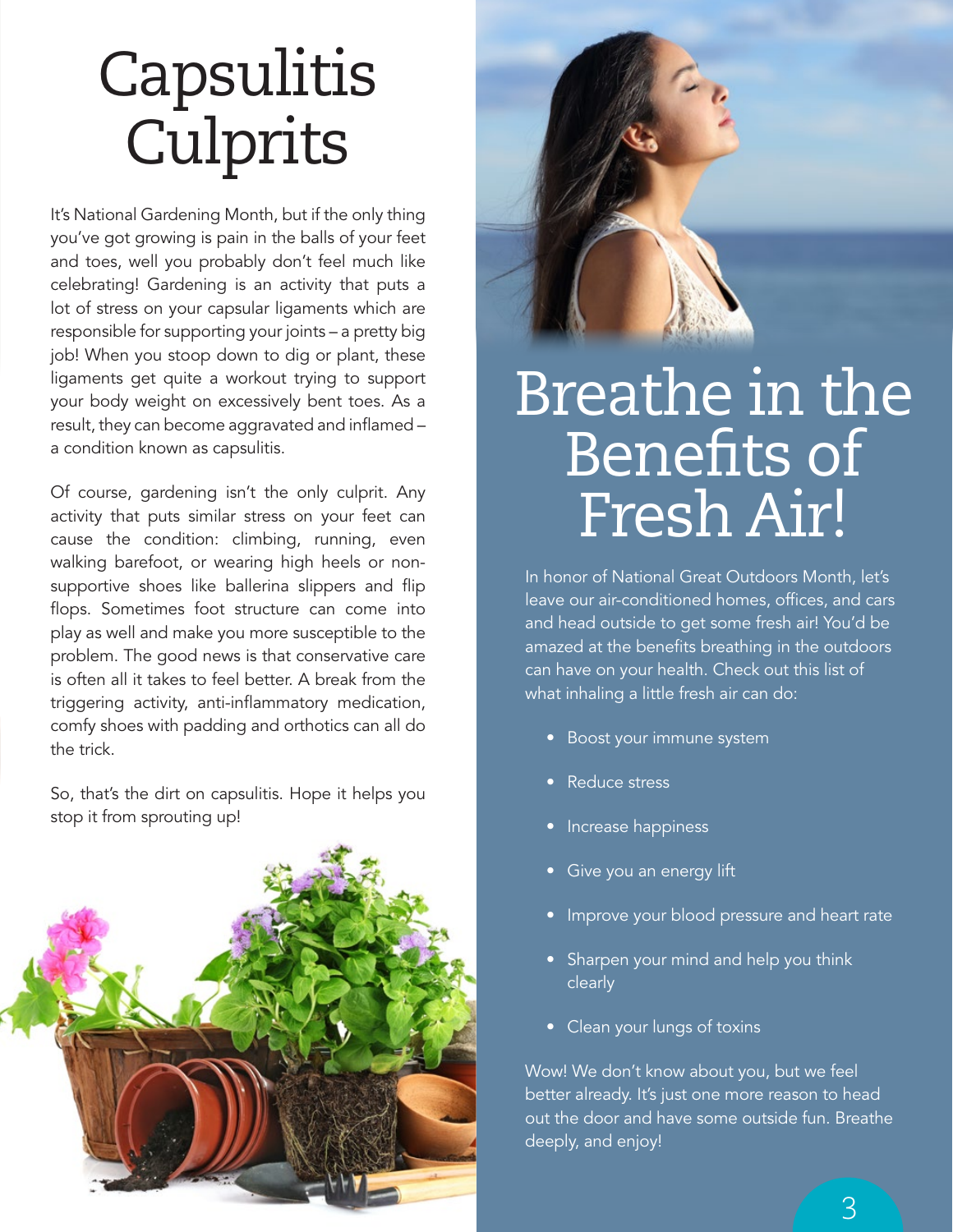# Capsulitis Culprits

It's National Gardening Month, but if the only thing you've got growing is pain in the balls of your feet and toes, well you probably don't feel much like celebrating! Gardening is an activity that puts a lot of stress on your capsular ligaments which are responsible for supporting your joints – a pretty big job! When you stoop down to dig or plant, these ligaments get quite a workout trying to support your body weight on excessively bent toes. As a result, they can become aggravated and inflamed – a condition known as capsulitis.

Of course, gardening isn't the only culprit. Any activity that puts similar stress on your feet can cause the condition: climbing, running, even walking barefoot, or wearing high heels or non-supportive shoes like ballerina slippers and flip flops. Sometimes foot structure can come into play as well and make you more susceptible to the problem. The good news is that conservative care is often all it takes to feel better. A break from the triggering activity, anti-inflammatory medication, comfy shoes with padding and orthotics can all do the trick.

So, that's the dirt on capsulitis. Hope it helps you stop it from sprouting up!

# Breathe in the Benefits of Fresh Air!

In honor of National Great Outdoors Month, let's leave our air-conditioned homes, offices, and cars and head outside to get some fresh air! You'd be amazed at the benefits breathing in the outdoors can have on your health. Check out this list of what inhaling a little fresh air can do:

- Boost your immune system
- Reduce stress
- Increase happiness
- Give you an energy lift
- Improve your blood pressure and heart rate
- Sharpen your mind and help you think clearly
- Clean your lungs of toxins

Wow! We don't know about you, but we feel better already. It's just one more reason to head out the door and have some outside fun. Breathe deeply, and enjoy!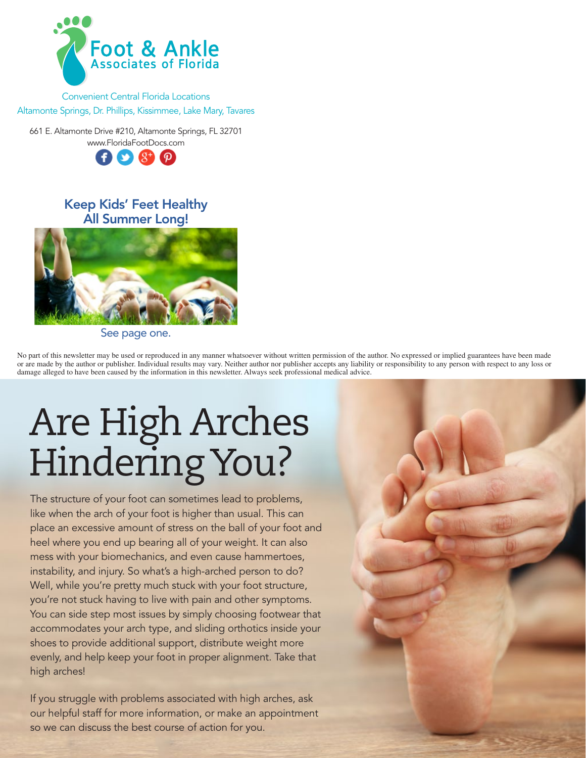Foot & Ankle Associates of Florida

Convenient Central Florida Locations
Altamonte Springs, Dr. Phillips, Kissimmee, Lake Mary, Tavares

661 E. Altamonte Drive #210, Altamonte Springs, FL 32701
www.FloridaFootDocs.com

## Keep Kids' Feet Healthy All Summer Long!

See page one.

No part of this newsletter may be used or reproduced in any manner whatsoever without written permission of the author. No expressed or implied guarantees have been made or are made by the author or publisher. Individual results may vary. Neither author nor publisher accepts any liability or responsibility to any person with respect to any loss or damage alleged to have been caused by the information in this newsletter. Always seek professional medical advice.

# Are High Arches Hindering You?

The structure of your foot can sometimes lead to problems, like when the arch of your foot is higher than usual. This can place an excessive amount of stress on the ball of your foot and heel where you end up bearing all of your weight. It can also mess with your biomechanics, and even cause hammertoes, instability, and injury. So what's a high-arched person to do? Well, while you're pretty much stuck with your foot structure, you're not stuck having to live with pain and other symptoms. You can side step most issues by simply choosing footwear that accommodates your arch type, and sliding orthotics inside your shoes to provide additional support, distribute weight more evenly, and help keep your foot in proper alignment. Take that high arches!

If you struggle with problems associated with high arches, ask our helpful staff for more information, or make an appointment so we can discuss the best course of action for you.